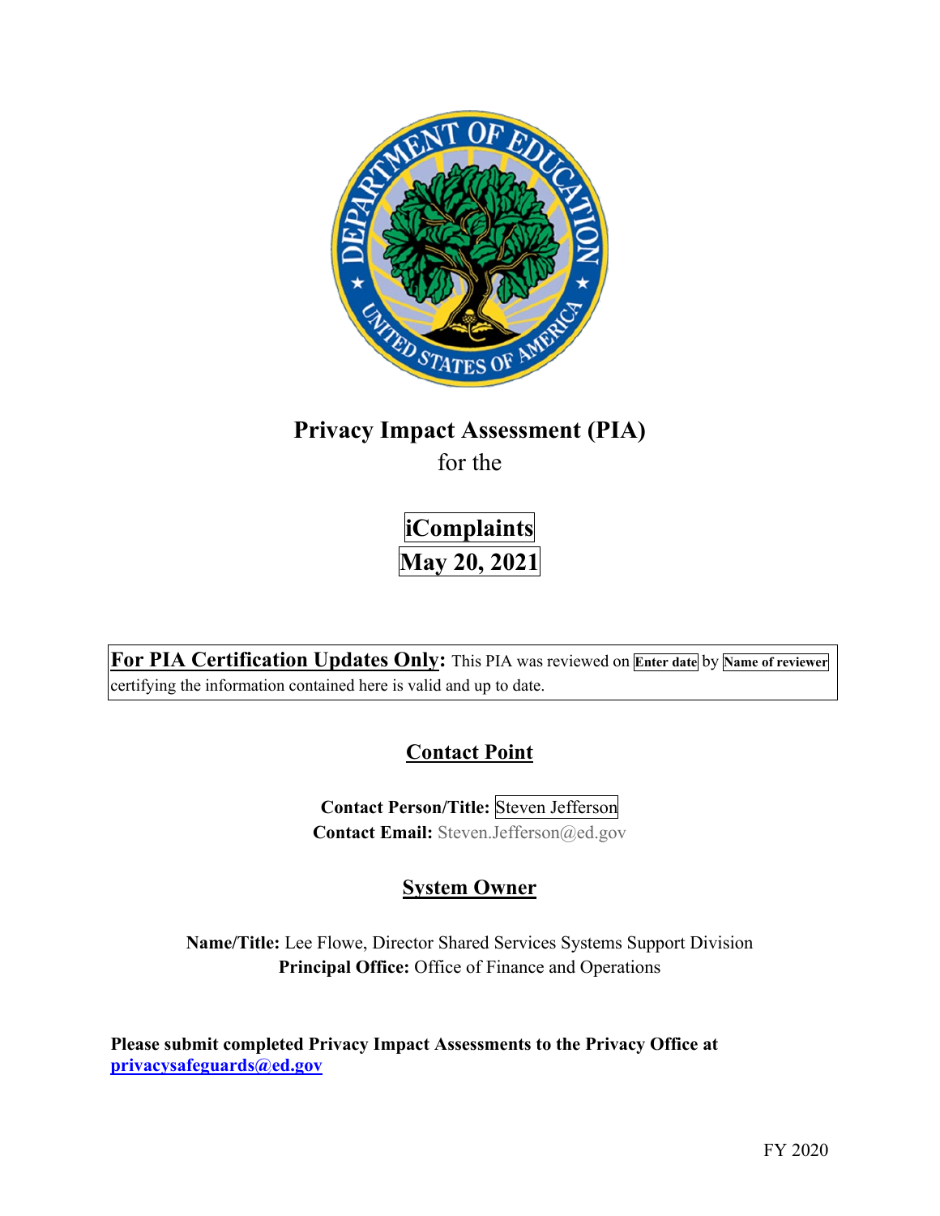# Privacy Impact Assessment (PIA)

for the

## iComplaints
## May 20, 2021

**For PIA Certification Updates Only:** This PIA was reviewed on **Enter date** by **Name of reviewer** certifying the information contained here is valid and up to date.

## Contact Point

**Contact Person/Title:** Steven Jefferson
**Contact Email:** Steven.Jefferson@ed.gov

## System Owner

**Name/Title:** Lee Flowe, Director Shared Services Systems Support Division
**Principal Office:** Office of Finance and Operations

**Please submit completed Privacy Impact Assessments to the Privacy Office at privacysafeguards@ed.gov**

FY 2020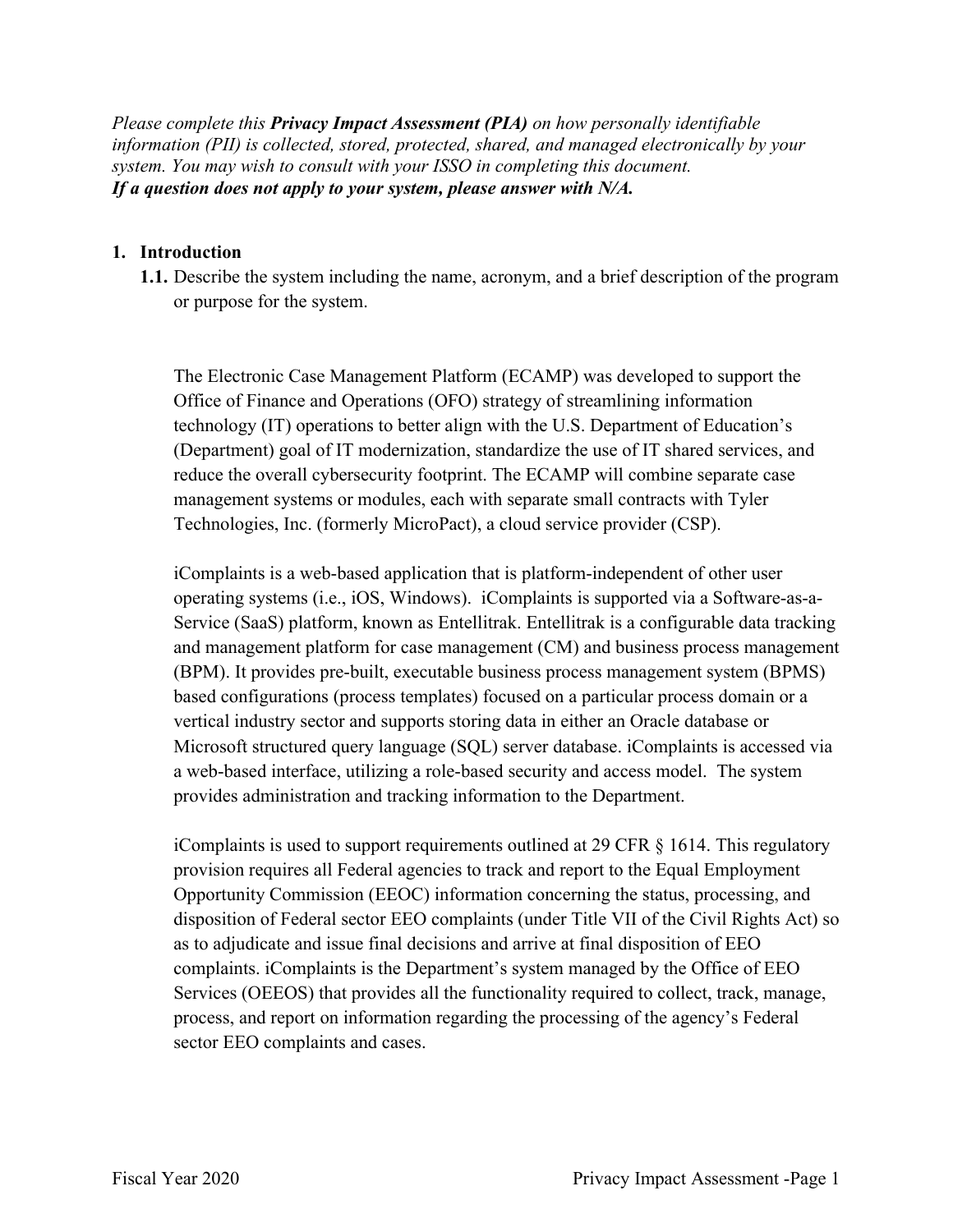*Please complete this* ***Privacy Impact Assessment (PIA)*** *on how personally identifiable information (PII) is collected, stored, protected, shared, and managed electronically by your system. You may wish to consult with your ISSO in completing this document.*
***If a question does not apply to your system, please answer with N/A.***

## 1. Introduction

**1.1.** Describe the system including the name, acronym, and a brief description of the program or purpose for the system.

The Electronic Case Management Platform (ECAMP) was developed to support the Office of Finance and Operations (OFO) strategy of streamlining information technology (IT) operations to better align with the U.S. Department of Education's (Department) goal of IT modernization, standardize the use of IT shared services, and reduce the overall cybersecurity footprint. The ECAMP will combine separate case management systems or modules, each with separate small contracts with Tyler Technologies, Inc. (formerly MicroPact), a cloud service provider (CSP).

iComplaints is a web-based application that is platform-independent of other user operating systems (i.e., iOS, Windows). iComplaints is supported via a Software-as-a-Service (SaaS) platform, known as Entellitrak. Entellitrak is a configurable data tracking and management platform for case management (CM) and business process management (BPM). It provides pre-built, executable business process management system (BPMS) based configurations (process templates) focused on a particular process domain or a vertical industry sector and supports storing data in either an Oracle database or Microsoft structured query language (SQL) server database. iComplaints is accessed via a web-based interface, utilizing a role-based security and access model. The system provides administration and tracking information to the Department.

iComplaints is used to support requirements outlined at 29 CFR § 1614. This regulatory provision requires all Federal agencies to track and report to the Equal Employment Opportunity Commission (EEOC) information concerning the status, processing, and disposition of Federal sector EEO complaints (under Title VII of the Civil Rights Act) so as to adjudicate and issue final decisions and arrive at final disposition of EEO complaints. iComplaints is the Department's system managed by the Office of EEO Services (OEEOS) that provides all the functionality required to collect, track, manage, process, and report on information regarding the processing of the agency's Federal sector EEO complaints and cases.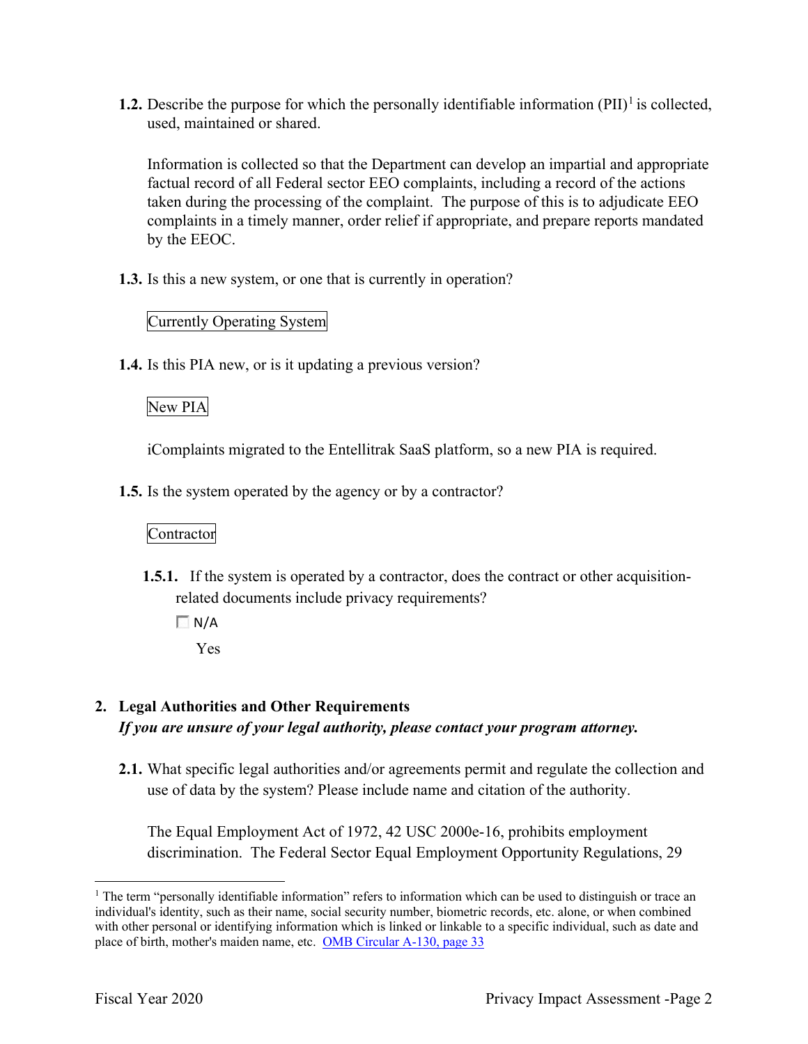**1.2.** Describe the purpose for which the personally identifiable information (PII)[1] is collected, used, maintained or shared.

Information is collected so that the Department can develop an impartial and appropriate factual record of all Federal sector EEO complaints, including a record of the actions taken during the processing of the complaint. The purpose of this is to adjudicate EEO complaints in a timely manner, order relief if appropriate, and prepare reports mandated by the EEOC.

**1.3.** Is this a new system, or one that is currently in operation?

Currently Operating System

**1.4.** Is this PIA new, or is it updating a previous version?

New PIA

iComplaints migrated to the Entellitrak SaaS platform, so a new PIA is required.

**1.5.** Is the system operated by the agency or by a contractor?

Contractor

**1.5.1.** If the system is operated by a contractor, does the contract or other acquisition-related documents include privacy requirements?

☐ N/A

Yes

## 2. Legal Authorities and Other Requirements

***If you are unsure of your legal authority, please contact your program attorney.***

**2.1.** What specific legal authorities and/or agreements permit and regulate the collection and use of data by the system? Please include name and citation of the authority.

The Equal Employment Act of 1972, 42 USC 2000e-16, prohibits employment discrimination. The Federal Sector Equal Employment Opportunity Regulations, 29

[1] The term "personally identifiable information" refers to information which can be used to distinguish or trace an individual's identity, such as their name, social security number, biometric records, etc. alone, or when combined with other personal or identifying information which is linked or linkable to a specific individual, such as date and place of birth, mother's maiden name, etc. OMB Circular A-130, page 33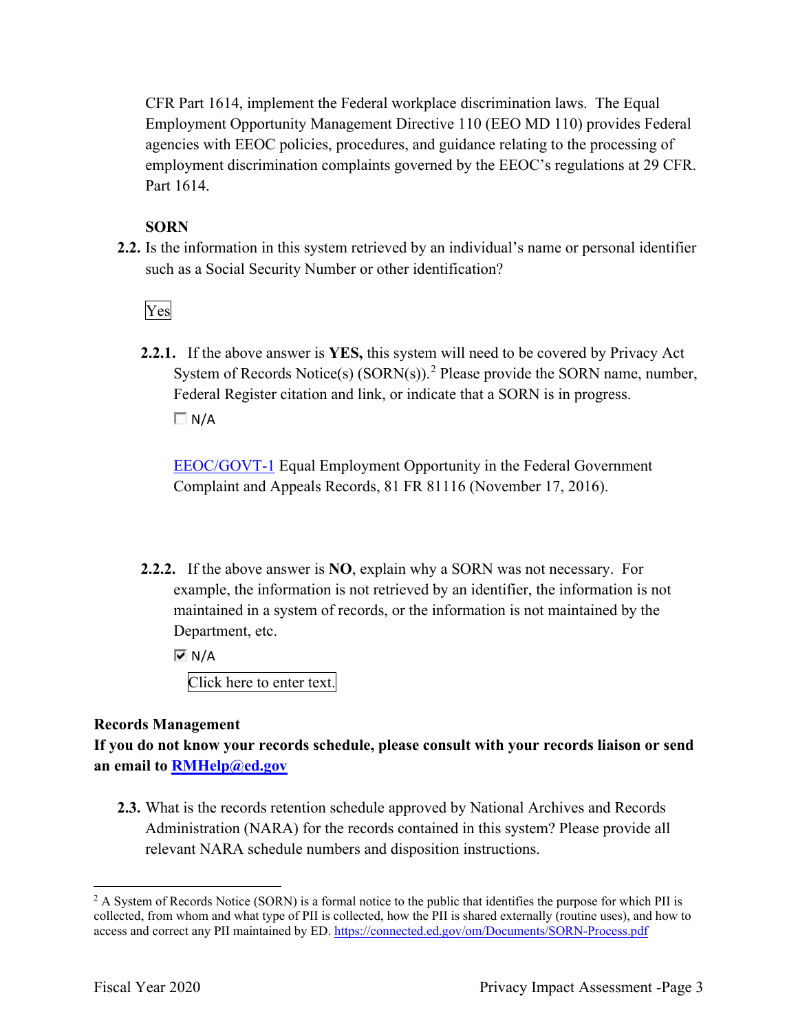CFR Part 1614, implement the Federal workplace discrimination laws. The Equal Employment Opportunity Management Directive 110 (EEO MD 110) provides Federal agencies with EEOC policies, procedures, and guidance relating to the processing of employment discrimination complaints governed by the EEOC's regulations at 29 CFR. Part 1614.

**SORN**

**2.2.** Is the information in this system retrieved by an individual's name or personal identifier such as a Social Security Number or other identification?

Yes

**2.2.1.** If the above answer is **YES,** this system will need to be covered by Privacy Act System of Records Notice(s) (SORN(s)).[2] Please provide the SORN name, number, Federal Register citation and link, or indicate that a SORN is in progress.

☐ N/A

EEOC/GOVT-1 Equal Employment Opportunity in the Federal Government Complaint and Appeals Records, 81 FR 81116 (November 17, 2016).

**2.2.2.** If the above answer is **NO**, explain why a SORN was not necessary. For example, the information is not retrieved by an identifier, the information is not maintained in a system of records, or the information is not maintained by the Department, etc.

☑ N/A

Click here to enter text.

**Records Management**

**If you do not know your records schedule, please consult with your records liaison or send an email to RMHelp@ed.gov**

**2.3.** What is the records retention schedule approved by National Archives and Records Administration (NARA) for the records contained in this system? Please provide all relevant NARA schedule numbers and disposition instructions.

[2] A System of Records Notice (SORN) is a formal notice to the public that identifies the purpose for which PII is collected, from whom and what type of PII is collected, how the PII is shared externally (routine uses), and how to access and correct any PII maintained by ED. https://connected.ed.gov/om/Documents/SORN-Process.pdf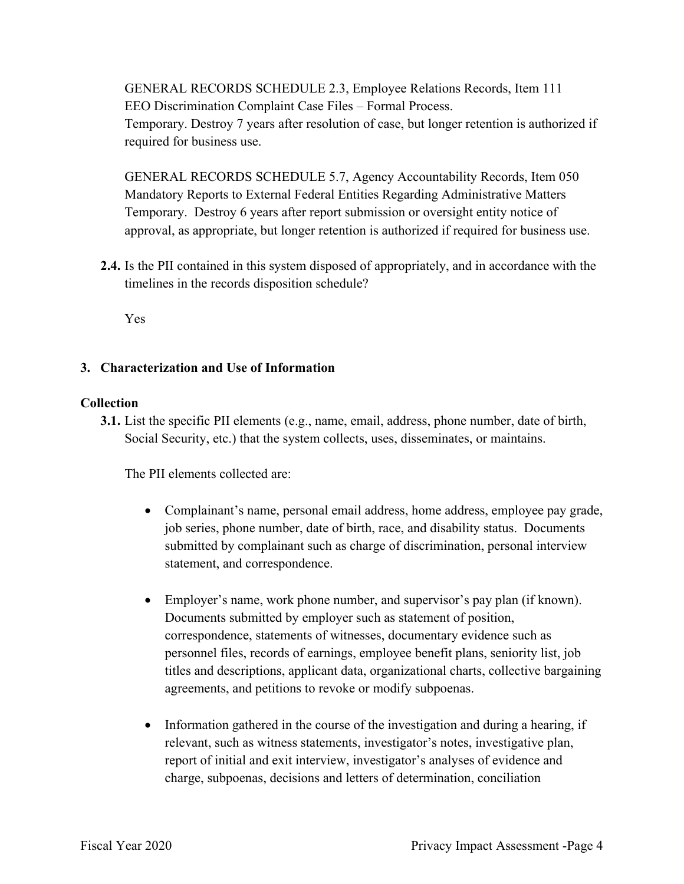GENERAL RECORDS SCHEDULE 2.3, Employee Relations Records, Item 111
EEO Discrimination Complaint Case Files – Formal Process.
Temporary. Destroy 7 years after resolution of case, but longer retention is authorized if required for business use.

GENERAL RECORDS SCHEDULE 5.7, Agency Accountability Records, Item 050
Mandatory Reports to External Federal Entities Regarding Administrative Matters
Temporary. Destroy 6 years after report submission or oversight entity notice of approval, as appropriate, but longer retention is authorized if required for business use.

**2.4.** Is the PII contained in this system disposed of appropriately, and in accordance with the timelines in the records disposition schedule?

Yes

## 3. Characterization and Use of Information

### Collection

**3.1.** List the specific PII elements (e.g., name, email, address, phone number, date of birth, Social Security, etc.) that the system collects, uses, disseminates, or maintains.

The PII elements collected are:

- Complainant's name, personal email address, home address, employee pay grade, job series, phone number, date of birth, race, and disability status. Documents submitted by complainant such as charge of discrimination, personal interview statement, and correspondence.
- Employer's name, work phone number, and supervisor's pay plan (if known). Documents submitted by employer such as statement of position, correspondence, statements of witnesses, documentary evidence such as personnel files, records of earnings, employee benefit plans, seniority list, job titles and descriptions, applicant data, organizational charts, collective bargaining agreements, and petitions to revoke or modify subpoenas.
- Information gathered in the course of the investigation and during a hearing, if relevant, such as witness statements, investigator's notes, investigative plan, report of initial and exit interview, investigator's analyses of evidence and charge, subpoenas, decisions and letters of determination, conciliation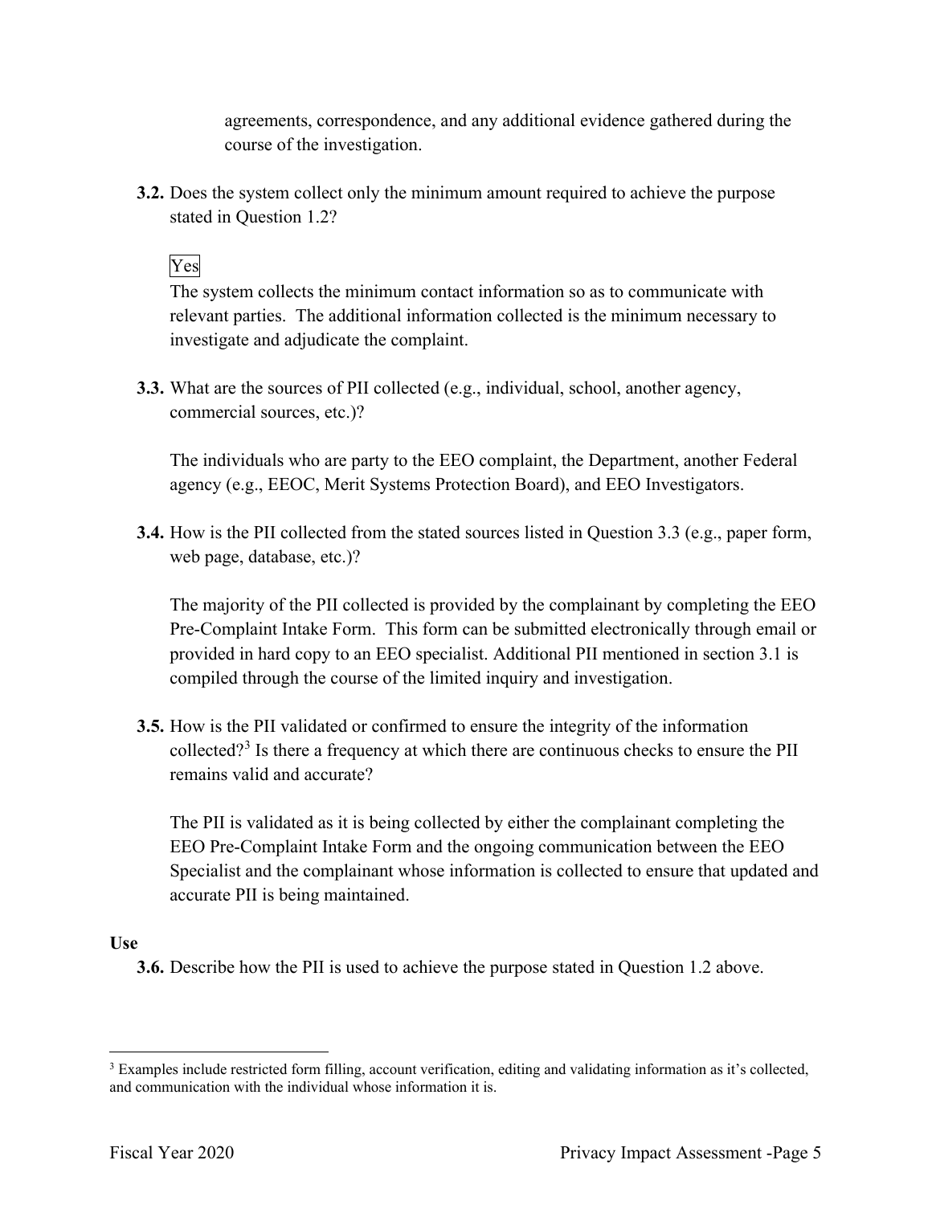agreements, correspondence, and any additional evidence gathered during the course of the investigation.

**3.2.** Does the system collect only the minimum amount required to achieve the purpose stated in Question 1.2?

Yes

The system collects the minimum contact information so as to communicate with relevant parties. The additional information collected is the minimum necessary to investigate and adjudicate the complaint.

**3.3.** What are the sources of PII collected (e.g., individual, school, another agency, commercial sources, etc.)?

The individuals who are party to the EEO complaint, the Department, another Federal agency (e.g., EEOC, Merit Systems Protection Board), and EEO Investigators.

**3.4.** How is the PII collected from the stated sources listed in Question 3.3 (e.g., paper form, web page, database, etc.)?

The majority of the PII collected is provided by the complainant by completing the EEO Pre-Complaint Intake Form. This form can be submitted electronically through email or provided in hard copy to an EEO specialist. Additional PII mentioned in section 3.1 is compiled through the course of the limited inquiry and investigation.

**3.5.** How is the PII validated or confirmed to ensure the integrity of the information collected?[3] Is there a frequency at which there are continuous checks to ensure the PII remains valid and accurate?

The PII is validated as it is being collected by either the complainant completing the EEO Pre-Complaint Intake Form and the ongoing communication between the EEO Specialist and the complainant whose information is collected to ensure that updated and accurate PII is being maintained.

**Use**

**3.6.** Describe how the PII is used to achieve the purpose stated in Question 1.2 above.

---

[3] Examples include restricted form filling, account verification, editing and validating information as it's collected, and communication with the individual whose information it is.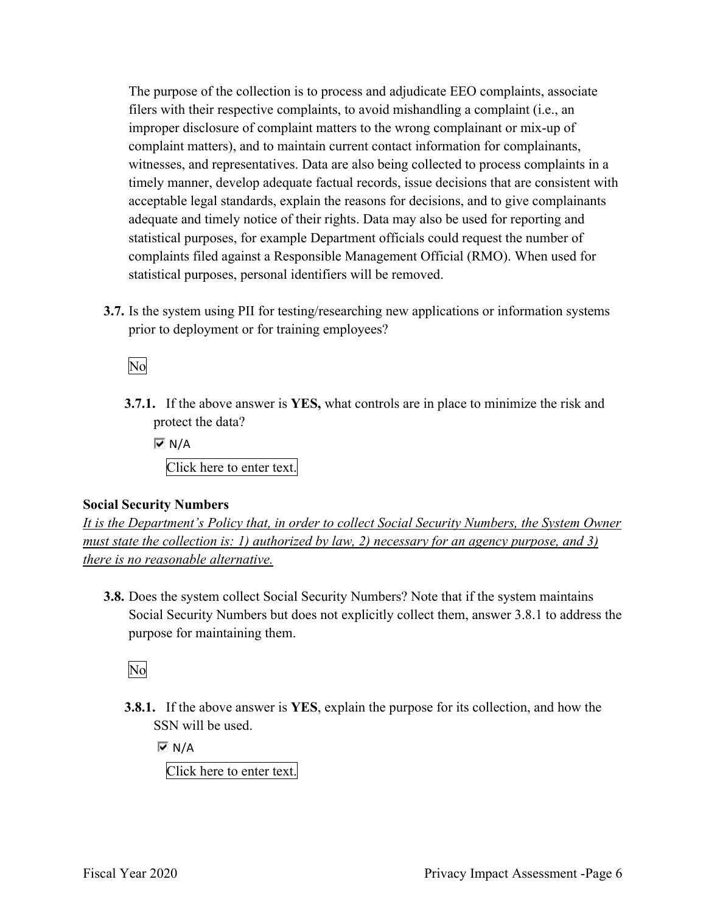The purpose of the collection is to process and adjudicate EEO complaints, associate filers with their respective complaints, to avoid mishandling a complaint (i.e., an improper disclosure of complaint matters to the wrong complainant or mix-up of complaint matters), and to maintain current contact information for complainants, witnesses, and representatives. Data are also being collected to process complaints in a timely manner, develop adequate factual records, issue decisions that are consistent with acceptable legal standards, explain the reasons for decisions, and to give complainants adequate and timely notice of their rights. Data may also be used for reporting and statistical purposes, for example Department officials could request the number of complaints filed against a Responsible Management Official (RMO). When used for statistical purposes, personal identifiers will be removed.

**3.7.** Is the system using PII for testing/researching new applications or information systems prior to deployment or for training employees?

No

**3.7.1.** If the above answer is **YES,** what controls are in place to minimize the risk and protect the data?

☑ N/A

Click here to enter text.

**Social Security Numbers**

*It is the Department's Policy that, in order to collect Social Security Numbers, the System Owner must state the collection is: 1) authorized by law, 2) necessary for an agency purpose, and 3) there is no reasonable alternative.*

**3.8.** Does the system collect Social Security Numbers? Note that if the system maintains Social Security Numbers but does not explicitly collect them, answer 3.8.1 to address the purpose for maintaining them.

No

**3.8.1.** If the above answer is **YES**, explain the purpose for its collection, and how the SSN will be used.

☑ N/A

Click here to enter text.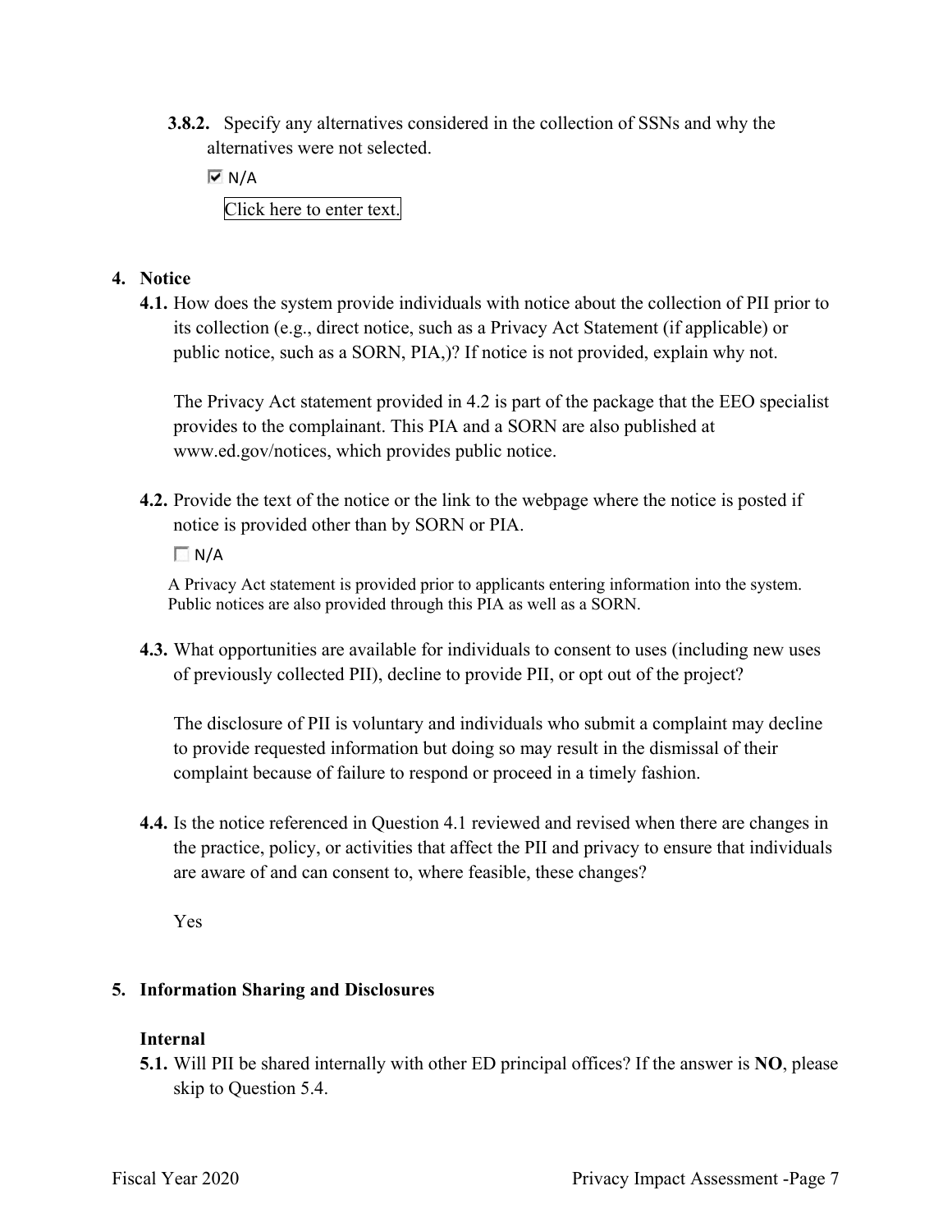**3.8.2.** Specify any alternatives considered in the collection of SSNs and why the alternatives were not selected.

☑ N/A

Click here to enter text.

## 4. Notice

**4.1.** How does the system provide individuals with notice about the collection of PII prior to its collection (e.g., direct notice, such as a Privacy Act Statement (if applicable) or public notice, such as a SORN, PIA,)? If notice is not provided, explain why not.

The Privacy Act statement provided in 4.2 is part of the package that the EEO specialist provides to the complainant. This PIA and a SORN are also published at www.ed.gov/notices, which provides public notice.

**4.2.** Provide the text of the notice or the link to the webpage where the notice is posted if notice is provided other than by SORN or PIA.

☐ N/A

A Privacy Act statement is provided prior to applicants entering information into the system. Public notices are also provided through this PIA as well as a SORN.

**4.3.** What opportunities are available for individuals to consent to uses (including new uses of previously collected PII), decline to provide PII, or opt out of the project?

The disclosure of PII is voluntary and individuals who submit a complaint may decline to provide requested information but doing so may result in the dismissal of their complaint because of failure to respond or proceed in a timely fashion.

**4.4.** Is the notice referenced in Question 4.1 reviewed and revised when there are changes in the practice, policy, or activities that affect the PII and privacy to ensure that individuals are aware of and can consent to, where feasible, these changes?

Yes

## 5. Information Sharing and Disclosures

### Internal

**5.1.** Will PII be shared internally with other ED principal offices? If the answer is **NO**, please skip to Question 5.4.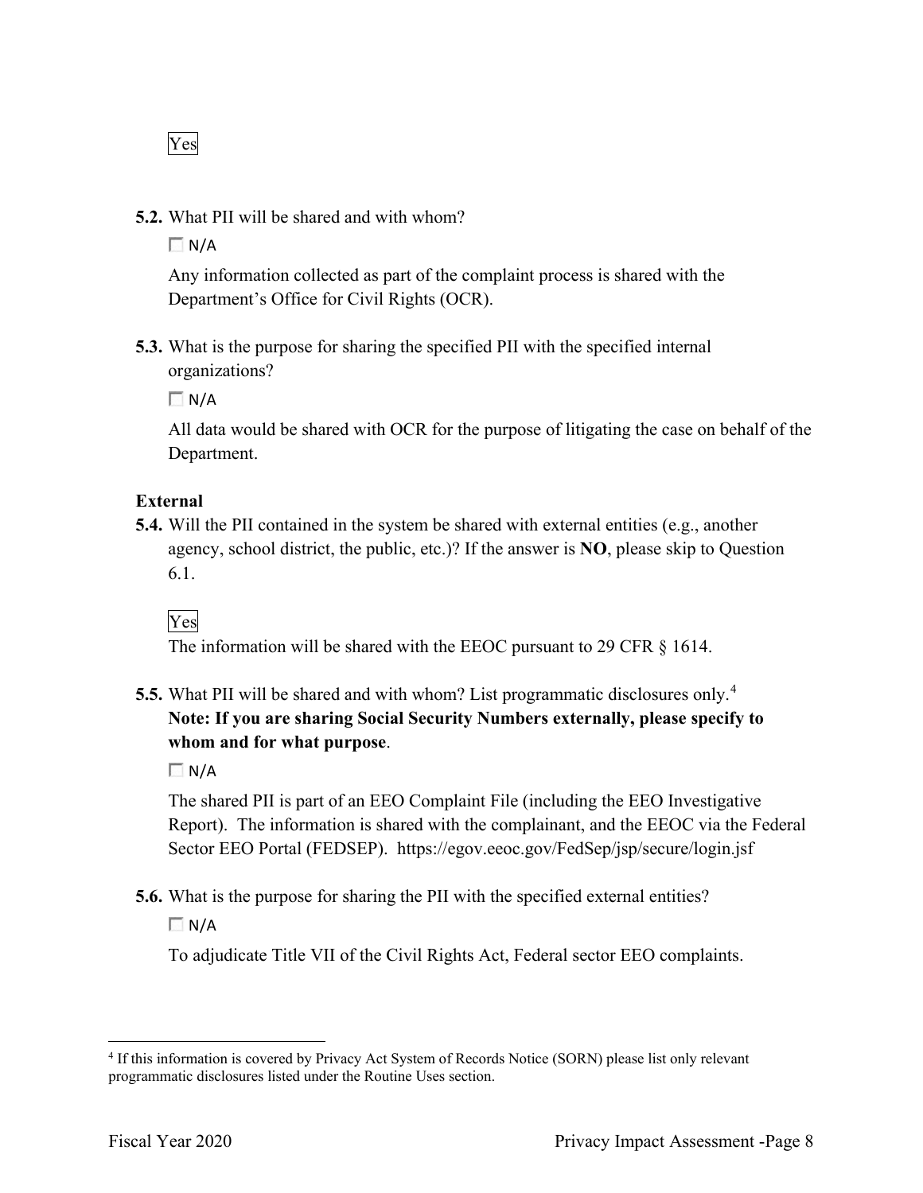Yes

**5.2.** What PII will be shared and with whom?

☐ N/A

Any information collected as part of the complaint process is shared with the Department's Office for Civil Rights (OCR).

**5.3.** What is the purpose for sharing the specified PII with the specified internal organizations?

☐ N/A

All data would be shared with OCR for the purpose of litigating the case on behalf of the Department.

**External**

**5.4.** Will the PII contained in the system be shared with external entities (e.g., another agency, school district, the public, etc.)? If the answer is **NO**, please skip to Question 6.1.

Yes

The information will be shared with the EEOC pursuant to 29 CFR § 1614.

**5.5.** What PII will be shared and with whom? List programmatic disclosures only.[4] **Note: If you are sharing Social Security Numbers externally, please specify to whom and for what purpose**.

☐ N/A

The shared PII is part of an EEO Complaint File (including the EEO Investigative Report). The information is shared with the complainant, and the EEOC via the Federal Sector EEO Portal (FEDSEP). https://egov.eeoc.gov/FedSep/jsp/secure/login.jsf

**5.6.** What is the purpose for sharing the PII with the specified external entities?

☐ N/A

To adjudicate Title VII of the Civil Rights Act, Federal sector EEO complaints.

---

[4] If this information is covered by Privacy Act System of Records Notice (SORN) please list only relevant programmatic disclosures listed under the Routine Uses section.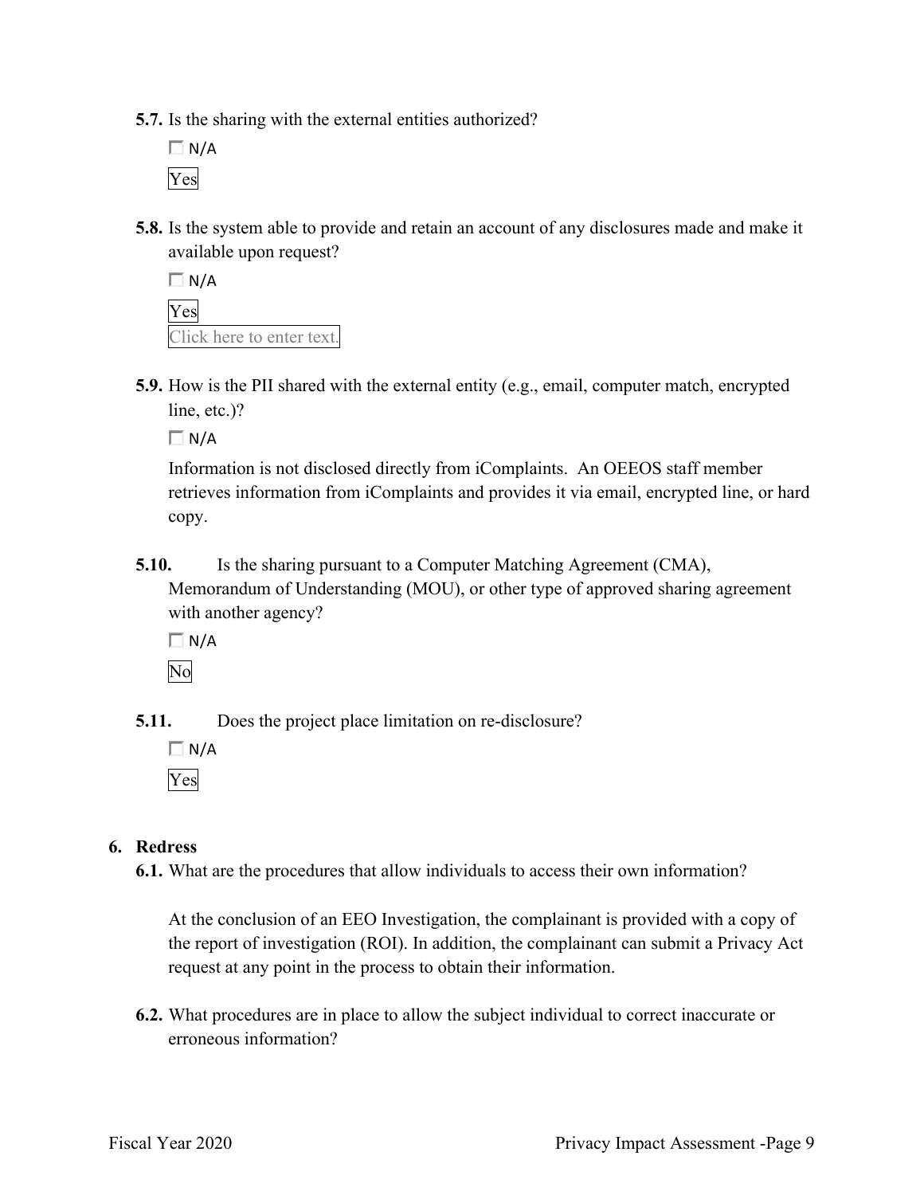**5.7.** Is the sharing with the external entities authorized?

☐ N/A

Yes

**5.8.** Is the system able to provide and retain an account of any disclosures made and make it available upon request?

☐ N/A

Yes

Click here to enter text.

**5.9.** How is the PII shared with the external entity (e.g., email, computer match, encrypted line, etc.)?

☐ N/A

Information is not disclosed directly from iComplaints. An OEEOS staff member retrieves information from iComplaints and provides it via email, encrypted line, or hard copy.

**5.10.** Is the sharing pursuant to a Computer Matching Agreement (CMA), Memorandum of Understanding (MOU), or other type of approved sharing agreement with another agency?

☐ N/A

No

**5.11.** Does the project place limitation on re-disclosure?

☐ N/A

Yes

## 6. Redress

**6.1.** What are the procedures that allow individuals to access their own information?

At the conclusion of an EEO Investigation, the complainant is provided with a copy of the report of investigation (ROI). In addition, the complainant can submit a Privacy Act request at any point in the process to obtain their information.

**6.2.** What procedures are in place to allow the subject individual to correct inaccurate or erroneous information?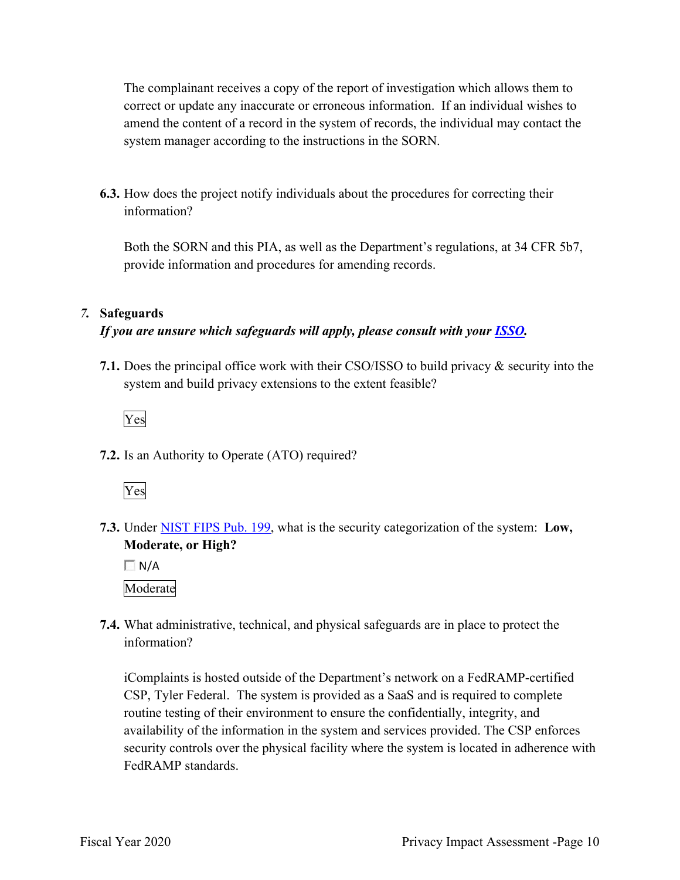The complainant receives a copy of the report of investigation which allows them to correct or update any inaccurate or erroneous information. If an individual wishes to amend the content of a record in the system of records, the individual may contact the system manager according to the instructions in the SORN.

**6.3.** How does the project notify individuals about the procedures for correcting their information?

Both the SORN and this PIA, as well as the Department's regulations, at 34 CFR 5b7, provide information and procedures for amending records.

## 7. Safeguards

***If you are unsure which safeguards will apply, please consult with your ISSO.***

**7.1.** Does the principal office work with their CSO/ISSO to build privacy & security into the system and build privacy extensions to the extent feasible?

Yes

**7.2.** Is an Authority to Operate (ATO) required?

Yes

**7.3.** Under NIST FIPS Pub. 199, what is the security categorization of the system: **Low, Moderate, or High?**

☐ N/A

Moderate

**7.4.** What administrative, technical, and physical safeguards are in place to protect the information?

iComplaints is hosted outside of the Department's network on a FedRAMP-certified CSP, Tyler Federal. The system is provided as a SaaS and is required to complete routine testing of their environment to ensure the confidentially, integrity, and availability of the information in the system and services provided. The CSP enforces security controls over the physical facility where the system is located in adherence with FedRAMP standards.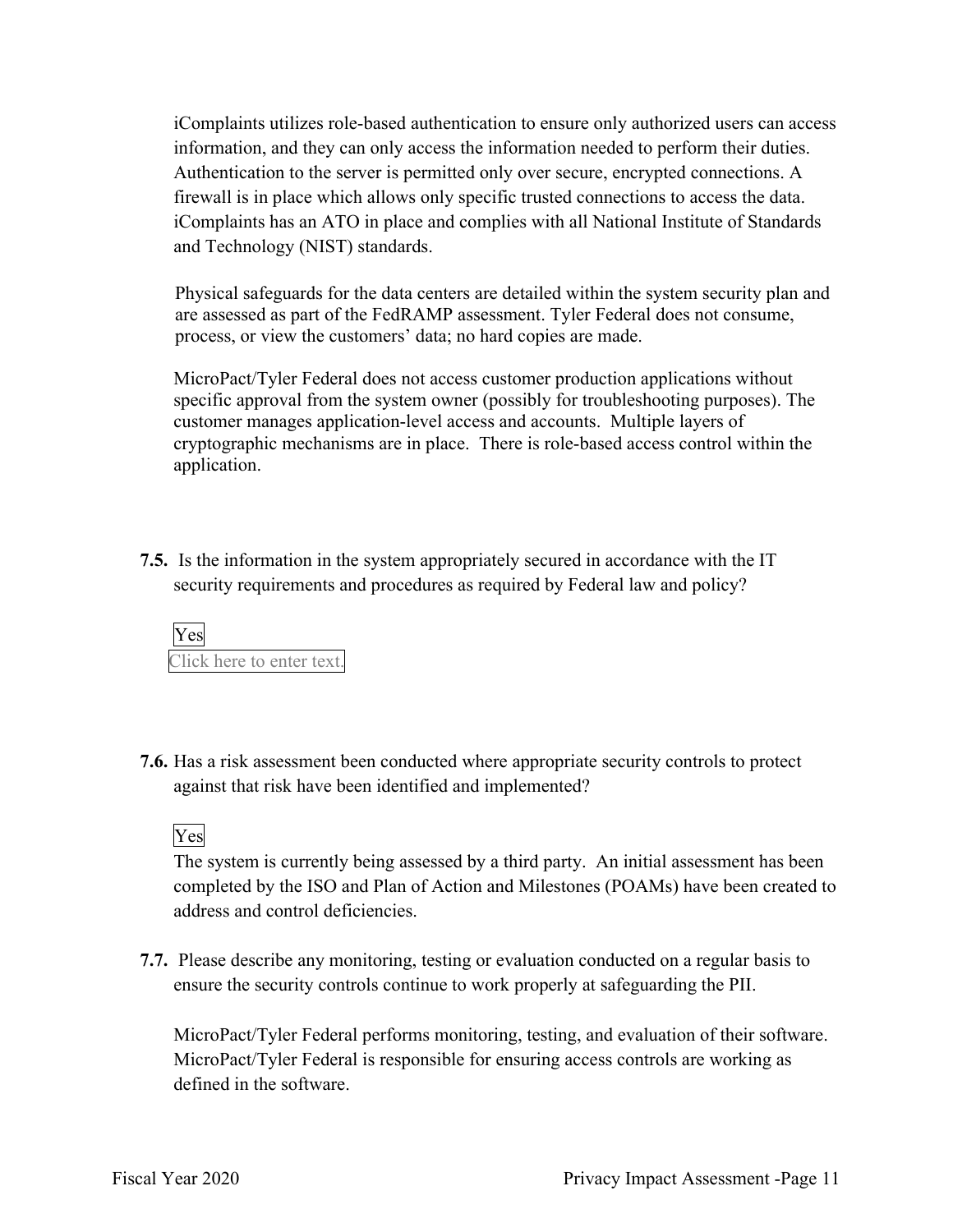iComplaints utilizes role-based authentication to ensure only authorized users can access information, and they can only access the information needed to perform their duties. Authentication to the server is permitted only over secure, encrypted connections. A firewall is in place which allows only specific trusted connections to access the data. iComplaints has an ATO in place and complies with all National Institute of Standards and Technology (NIST) standards.

Physical safeguards for the data centers are detailed within the system security plan and are assessed as part of the FedRAMP assessment. Tyler Federal does not consume, process, or view the customers' data; no hard copies are made.

MicroPact/Tyler Federal does not access customer production applications without specific approval from the system owner (possibly for troubleshooting purposes). The customer manages application-level access and accounts. Multiple layers of cryptographic mechanisms are in place. There is role-based access control within the application.

**7.5.** Is the information in the system appropriately secured in accordance with the IT security requirements and procedures as required by Federal law and policy?

Yes

Click here to enter text.

**7.6.** Has a risk assessment been conducted where appropriate security controls to protect against that risk have been identified and implemented?

Yes

The system is currently being assessed by a third party. An initial assessment has been completed by the ISO and Plan of Action and Milestones (POAMs) have been created to address and control deficiencies.

**7.7.** Please describe any monitoring, testing or evaluation conducted on a regular basis to ensure the security controls continue to work properly at safeguarding the PII.

MicroPact/Tyler Federal performs monitoring, testing, and evaluation of their software. MicroPact/Tyler Federal is responsible for ensuring access controls are working as defined in the software.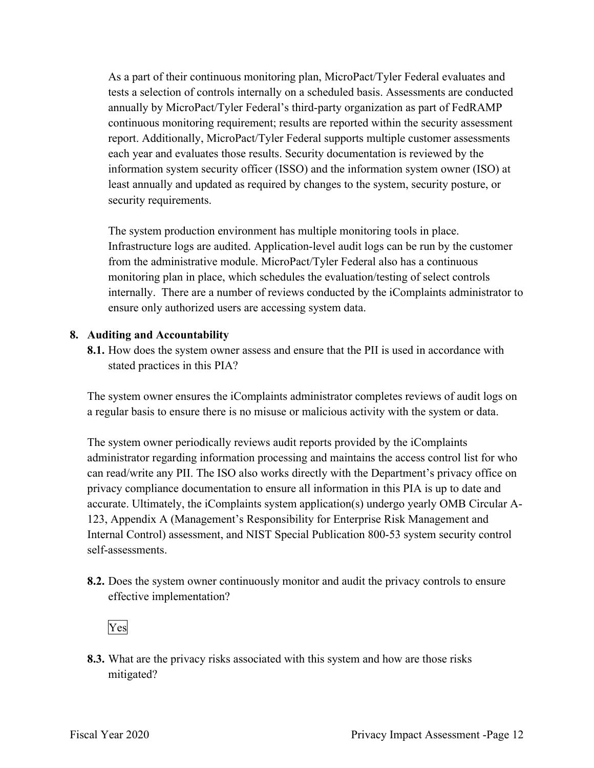As a part of their continuous monitoring plan, MicroPact/Tyler Federal evaluates and tests a selection of controls internally on a scheduled basis. Assessments are conducted annually by MicroPact/Tyler Federal's third-party organization as part of FedRAMP continuous monitoring requirement; results are reported within the security assessment report. Additionally, MicroPact/Tyler Federal supports multiple customer assessments each year and evaluates those results. Security documentation is reviewed by the information system security officer (ISSO) and the information system owner (ISO) at least annually and updated as required by changes to the system, security posture, or security requirements.

The system production environment has multiple monitoring tools in place. Infrastructure logs are audited. Application-level audit logs can be run by the customer from the administrative module. MicroPact/Tyler Federal also has a continuous monitoring plan in place, which schedules the evaluation/testing of select controls internally. There are a number of reviews conducted by the iComplaints administrator to ensure only authorized users are accessing system data.

## 8. Auditing and Accountability

**8.1.** How does the system owner assess and ensure that the PII is used in accordance with stated practices in this PIA?

The system owner ensures the iComplaints administrator completes reviews of audit logs on a regular basis to ensure there is no misuse or malicious activity with the system or data.

The system owner periodically reviews audit reports provided by the iComplaints administrator regarding information processing and maintains the access control list for who can read/write any PII. The ISO also works directly with the Department's privacy office on privacy compliance documentation to ensure all information in this PIA is up to date and accurate. Ultimately, the iComplaints system application(s) undergo yearly OMB Circular A-123, Appendix A (Management's Responsibility for Enterprise Risk Management and Internal Control) assessment, and NIST Special Publication 800-53 system security control self-assessments.

**8.2.** Does the system owner continuously monitor and audit the privacy controls to ensure effective implementation?

Yes

**8.3.** What are the privacy risks associated with this system and how are those risks mitigated?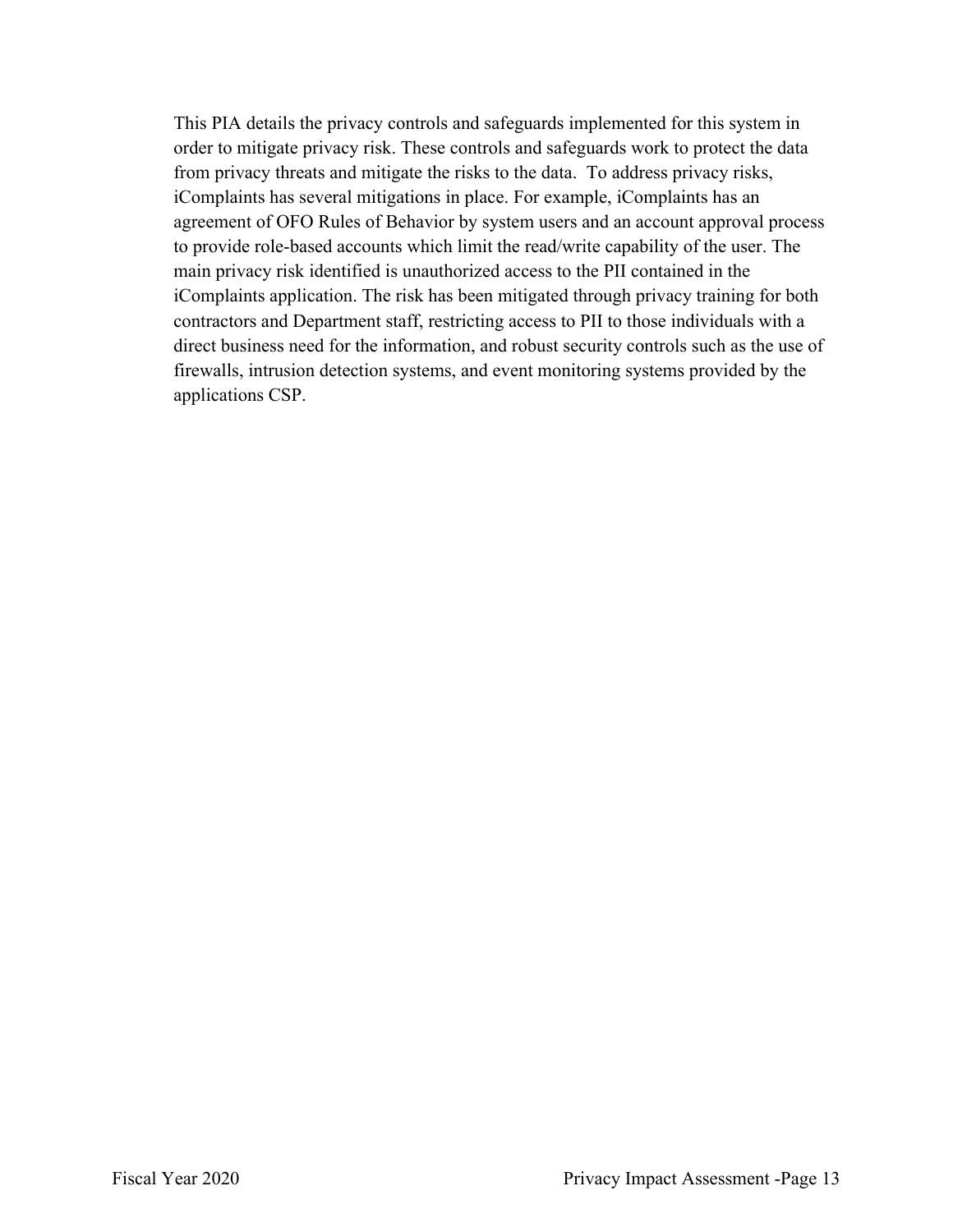This PIA details the privacy controls and safeguards implemented for this system in order to mitigate privacy risk. These controls and safeguards work to protect the data from privacy threats and mitigate the risks to the data. To address privacy risks, iComplaints has several mitigations in place. For example, iComplaints has an agreement of OFO Rules of Behavior by system users and an account approval process to provide role-based accounts which limit the read/write capability of the user. The main privacy risk identified is unauthorized access to the PII contained in the iComplaints application. The risk has been mitigated through privacy training for both contractors and Department staff, restricting access to PII to those individuals with a direct business need for the information, and robust security controls such as the use of firewalls, intrusion detection systems, and event monitoring systems provided by the applications CSP.